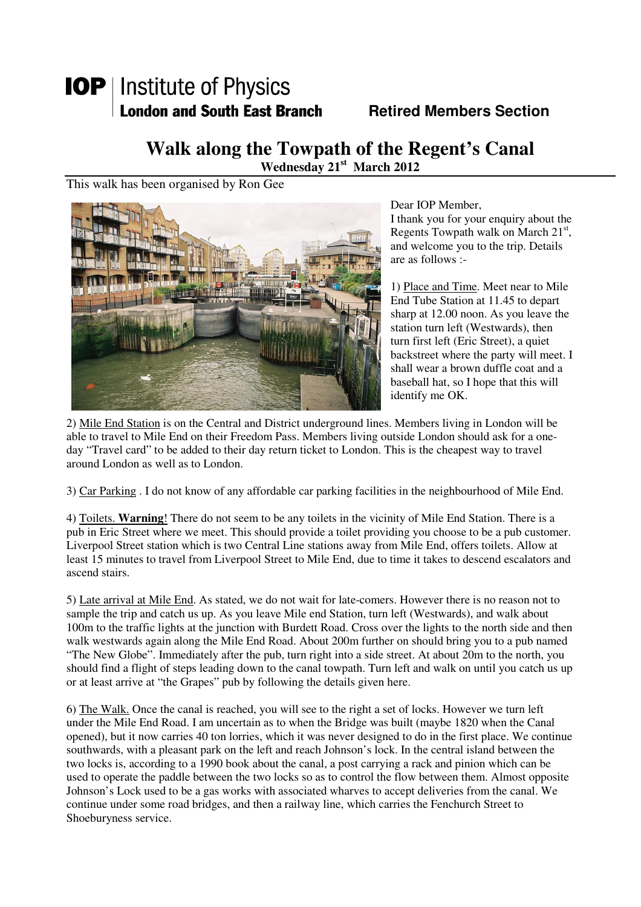**IOP** | Institute of Physics
**London and South East Branch** **Retired Members Section**

# Walk along the Towpath of the Regent's Canal

**Wednesday 21st March 2012**

This walk has been organised by Ron Gee

Dear IOP Member,
I thank you for your enquiry about the Regents Towpath walk on March 21st, and welcome you to the trip. Details are as follows :-

1) Place and Time. Meet near to Mile End Tube Station at 11.45 to depart sharp at 12.00 noon. As you leave the station turn left (Westwards), then turn first left (Eric Street), a quiet backstreet where the party will meet. I shall wear a brown duffle coat and a baseball hat, so I hope that this will identify me OK.

2) Mile End Station is on the Central and District underground lines. Members living in London will be able to travel to Mile End on their Freedom Pass. Members living outside London should ask for a one-day "Travel card" to be added to their day return ticket to London. This is the cheapest way to travel around London as well as to London.

3) Car Parking . I do not know of any affordable car parking facilities in the neighbourhood of Mile End.

4) Toilets. **Warning**! There do not seem to be any toilets in the vicinity of Mile End Station. There is a pub in Eric Street where we meet. This should provide a toilet providing you choose to be a pub customer. Liverpool Street station which is two Central Line stations away from Mile End, offers toilets. Allow at least 15 minutes to travel from Liverpool Street to Mile End, due to time it takes to descend escalators and ascend stairs.

5) Late arrival at Mile End. As stated, we do not wait for late-comers. However there is no reason not to sample the trip and catch us up. As you leave Mile end Station, turn left (Westwards), and walk about 100m to the traffic lights at the junction with Burdett Road. Cross over the lights to the north side and then walk westwards again along the Mile End Road. About 200m further on should bring you to a pub named "The New Globe". Immediately after the pub, turn right into a side street. At about 20m to the north, you should find a flight of steps leading down to the canal towpath. Turn left and walk on until you catch us up or at least arrive at "the Grapes" pub by following the details given here.

6) The Walk. Once the canal is reached, you will see to the right a set of locks. However we turn left under the Mile End Road. I am uncertain as to when the Bridge was built (maybe 1820 when the Canal opened), but it now carries 40 ton lorries, which it was never designed to do in the first place. We continue southwards, with a pleasant park on the left and reach Johnson's lock. In the central island between the two locks is, according to a 1990 book about the canal, a post carrying a rack and pinion which can be used to operate the paddle between the two locks so as to control the flow between them. Almost opposite Johnson's Lock used to be a gas works with associated wharves to accept deliveries from the canal. We continue under some road bridges, and then a railway line, which carries the Fenchurch Street to Shoeburyness service.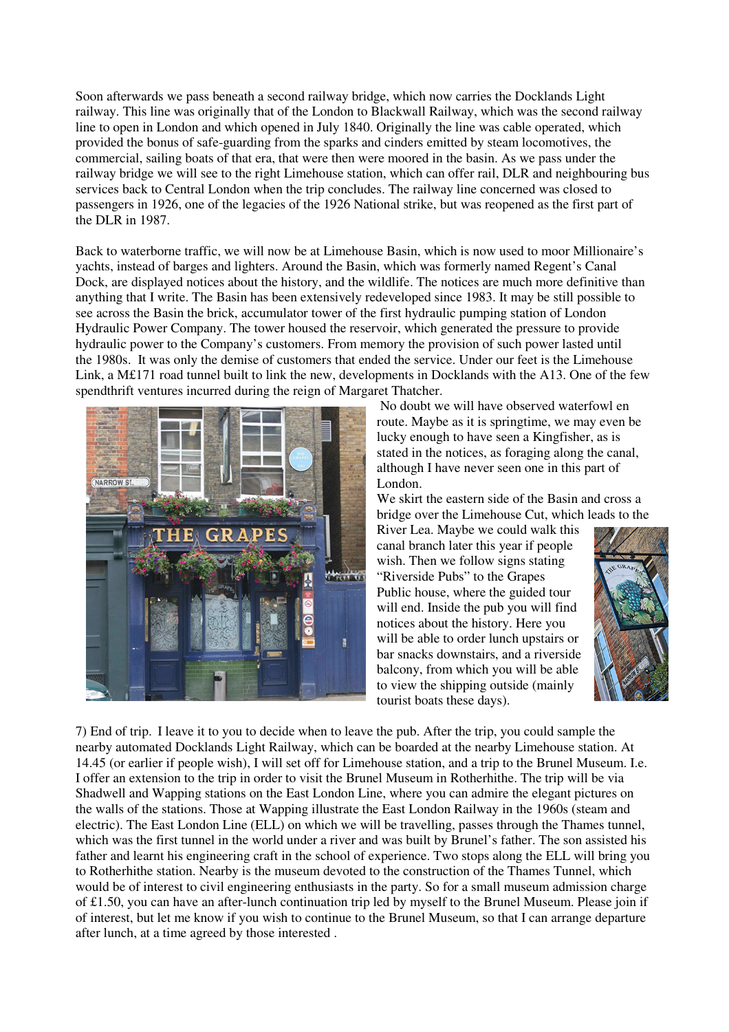Soon afterwards we pass beneath a second railway bridge, which now carries the Docklands Light railway. This line was originally that of the London to Blackwall Railway, which was the second railway line to open in London and which opened in July 1840. Originally the line was cable operated, which provided the bonus of safe-guarding from the sparks and cinders emitted by steam locomotives, the commercial, sailing boats of that era, that were then were moored in the basin. As we pass under the railway bridge we will see to the right Limehouse station, which can offer rail, DLR and neighbouring bus services back to Central London when the trip concludes. The railway line concerned was closed to passengers in 1926, one of the legacies of the 1926 National strike, but was reopened as the first part of the DLR in 1987.

Back to waterborne traffic, we will now be at Limehouse Basin, which is now used to moor Millionaire's yachts, instead of barges and lighters. Around the Basin, which was formerly named Regent's Canal Dock, are displayed notices about the history, and the wildlife. The notices are much more definitive than anything that I write. The Basin has been extensively redeveloped since 1983. It may be still possible to see across the Basin the brick, accumulator tower of the first hydraulic pumping station of London Hydraulic Power Company. The tower housed the reservoir, which generated the pressure to provide hydraulic power to the Company's customers. From memory the provision of such power lasted until the 1980s. It was only the demise of customers that ended the service. Under our feet is the Limehouse Link, a M£171 road tunnel built to link the new, developments in Docklands with the A13. One of the few spendthrift ventures incurred during the reign of Margaret Thatcher.

No doubt we will have observed waterfowl en route. Maybe as it is springtime, we may even be lucky enough to have seen a Kingfisher, as is stated in the notices, as foraging along the canal, although I have never seen one in this part of London.

We skirt the eastern side of the Basin and cross a bridge over the Limehouse Cut, which leads to the River Lea. Maybe we could walk this canal branch later this year if people wish. Then we follow signs stating "Riverside Pubs" to the Grapes Public house, where the guided tour will end. Inside the pub you will find notices about the history. Here you will be able to order lunch upstairs or bar snacks downstairs, and a riverside balcony, from which you will be able to view the shipping outside (mainly tourist boats these days).

7) End of trip. I leave it to you to decide when to leave the pub. After the trip, you could sample the nearby automated Docklands Light Railway, which can be boarded at the nearby Limehouse station. At 14.45 (or earlier if people wish), I will set off for Limehouse station, and a trip to the Brunel Museum. I.e. I offer an extension to the trip in order to visit the Brunel Museum in Rotherhithe. The trip will be via Shadwell and Wapping stations on the East London Line, where you can admire the elegant pictures on the walls of the stations. Those at Wapping illustrate the East London Railway in the 1960s (steam and electric). The East London Line (ELL) on which we will be travelling, passes through the Thames tunnel, which was the first tunnel in the world under a river and was built by Brunel's father. The son assisted his father and learnt his engineering craft in the school of experience. Two stops along the ELL will bring you to Rotherhithe station. Nearby is the museum devoted to the construction of the Thames Tunnel, which would be of interest to civil engineering enthusiasts in the party. So for a small museum admission charge of £1.50, you can have an after-lunch continuation trip led by myself to the Brunel Museum. Please join if of interest, but let me know if you wish to continue to the Brunel Museum, so that I can arrange departure after lunch, at a time agreed by those interested .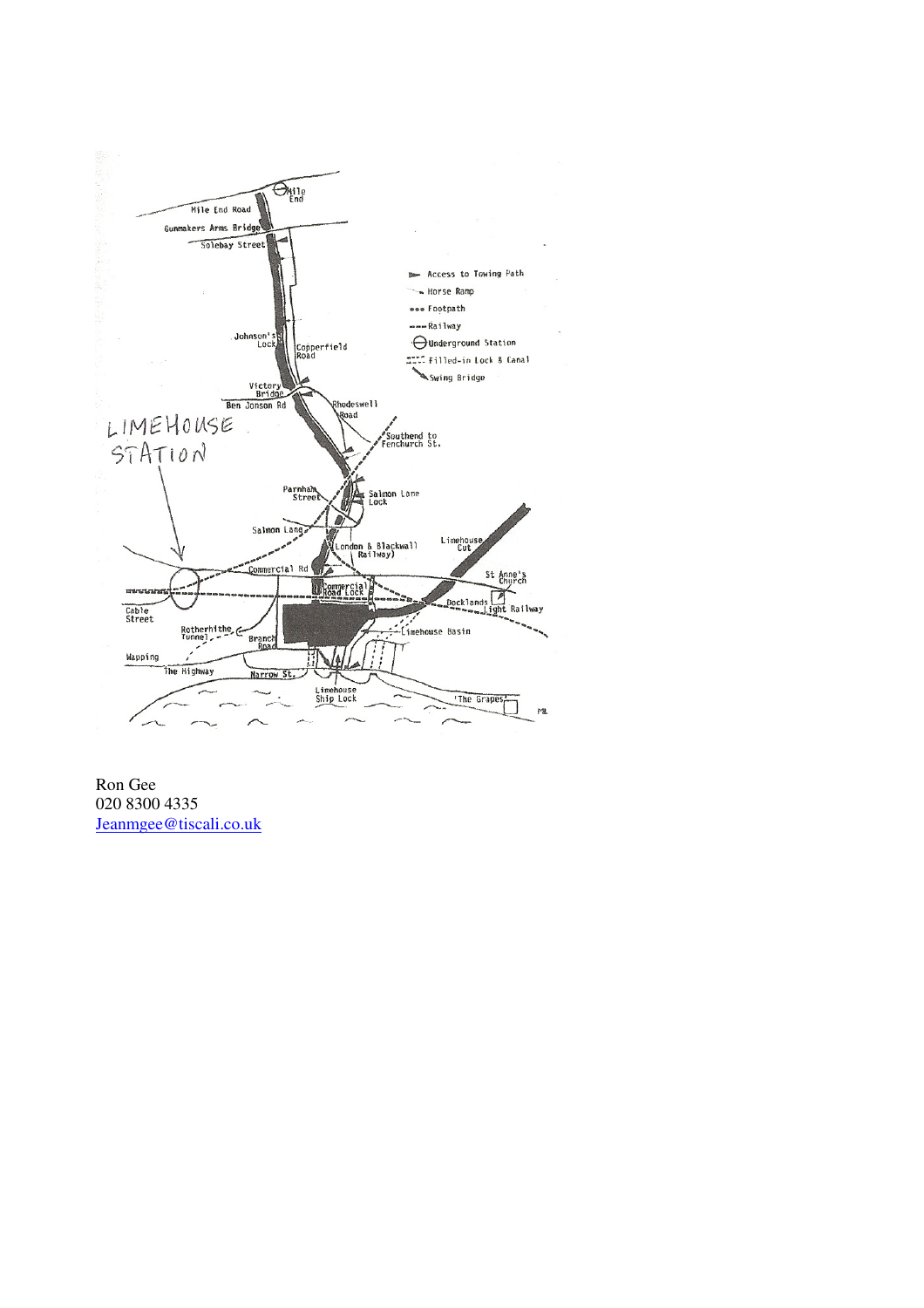Mile End Road

Mile End

Gunmakers Arms Bridge

Solebay Street

Access to Towing Path

Horse Ramp

Footpath

Railway

Underground Station

Filled-in Lock & Canal

Swing Bridge

Johnson's Lock

Copperfield Road

Victory Bridge

Ben Jonson Rd

Rhodeswell Road

LIMEHOUSE STATION

Southend to Fenchurch St.

Parnham Street

Salmon Lane Lock

Salmon Lane

London & Blackwall Railway)

Limehouse Cut

Commercial Rd

St Anne's Church

Commercial Road Lock

Docklands Light Railway

Cable Street

Rotherhithe Tunnel

Branch Road

Limehouse Basin

Wapping

The Highway

Narrow St.

Limehouse Ship Lock

'The Grapes'

Ron Gee
020 8300 4335
Jeanmgee@tiscali.co.uk